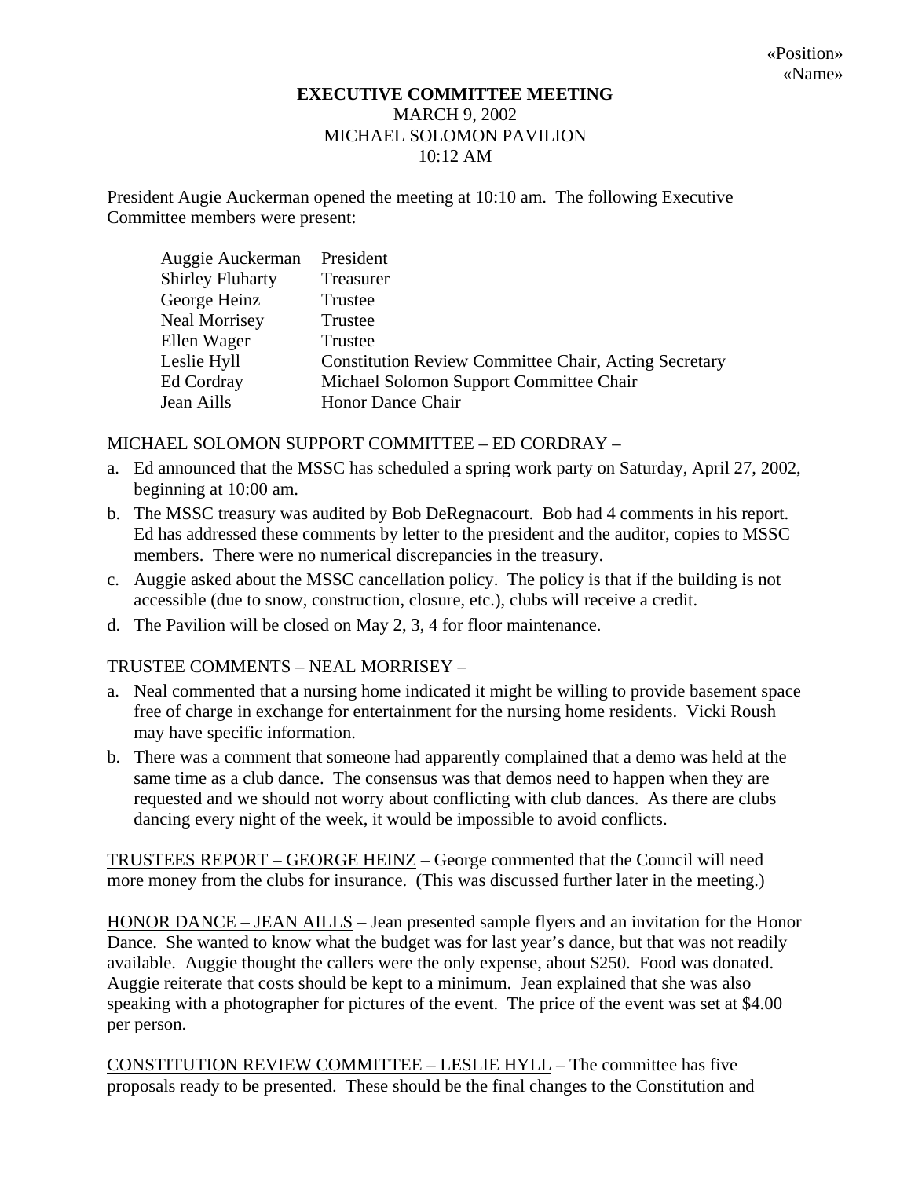«Position»
«Name»

**EXECUTIVE COMMITTEE MEETING**
MARCH 9, 2002
MICHAEL SOLOMON PAVILION
10:12 AM

President Augie Auckerman opened the meeting at 10:10 am. The following Executive Committee members were present:

| | |
|---|---|
| Auggie Auckerman | President |
| Shirley Fluharty | Treasurer |
| George Heinz | Trustee |
| Neal Morrisey | Trustee |
| Ellen Wager | Trustee |
| Leslie Hyll | Constitution Review Committee Chair, Acting Secretary |
| Ed Cordray | Michael Solomon Support Committee Chair |
| Jean Aills | Honor Dance Chair |

<u>MICHAEL SOLOMON SUPPORT COMMITTEE – ED CORDRAY</u> –

a. Ed announced that the MSSC has scheduled a spring work party on Saturday, April 27, 2002, beginning at 10:00 am.
b. The MSSC treasury was audited by Bob DeRegnacourt. Bob had 4 comments in his report. Ed has addressed these comments by letter to the president and the auditor, copies to MSSC members. There were no numerical discrepancies in the treasury.
c. Auggie asked about the MSSC cancellation policy. The policy is that if the building is not accessible (due to snow, construction, closure, etc.), clubs will receive a credit.
d. The Pavilion will be closed on May 2, 3, 4 for floor maintenance.

<u>TRUSTEE COMMENTS – NEAL MORRISEY</u> –

a. Neal commented that a nursing home indicated it might be willing to provide basement space free of charge in exchange for entertainment for the nursing home residents. Vicki Roush may have specific information.
b. There was a comment that someone had apparently complained that a demo was held at the same time as a club dance. The consensus was that demos need to happen when they are requested and we should not worry about conflicting with club dances. As there are clubs dancing every night of the week, it would be impossible to avoid conflicts.

<u>TRUSTEES REPORT – GEORGE HEINZ</u> – George commented that the Council will need more money from the clubs for insurance. (This was discussed further later in the meeting.)

<u>HONOR DANCE – JEAN AILLS</u> – Jean presented sample flyers and an invitation for the Honor Dance. She wanted to know what the budget was for last year's dance, but that was not readily available. Auggie thought the callers were the only expense, about $250. Food was donated. Auggie reiterate that costs should be kept to a minimum. Jean explained that she was also speaking with a photographer for pictures of the event. The price of the event was set at $4.00 per person.

<u>CONSTITUTION REVIEW COMMITTEE – LESLIE HYLL</u> – The committee has five proposals ready to be presented. These should be the final changes to the Constitution and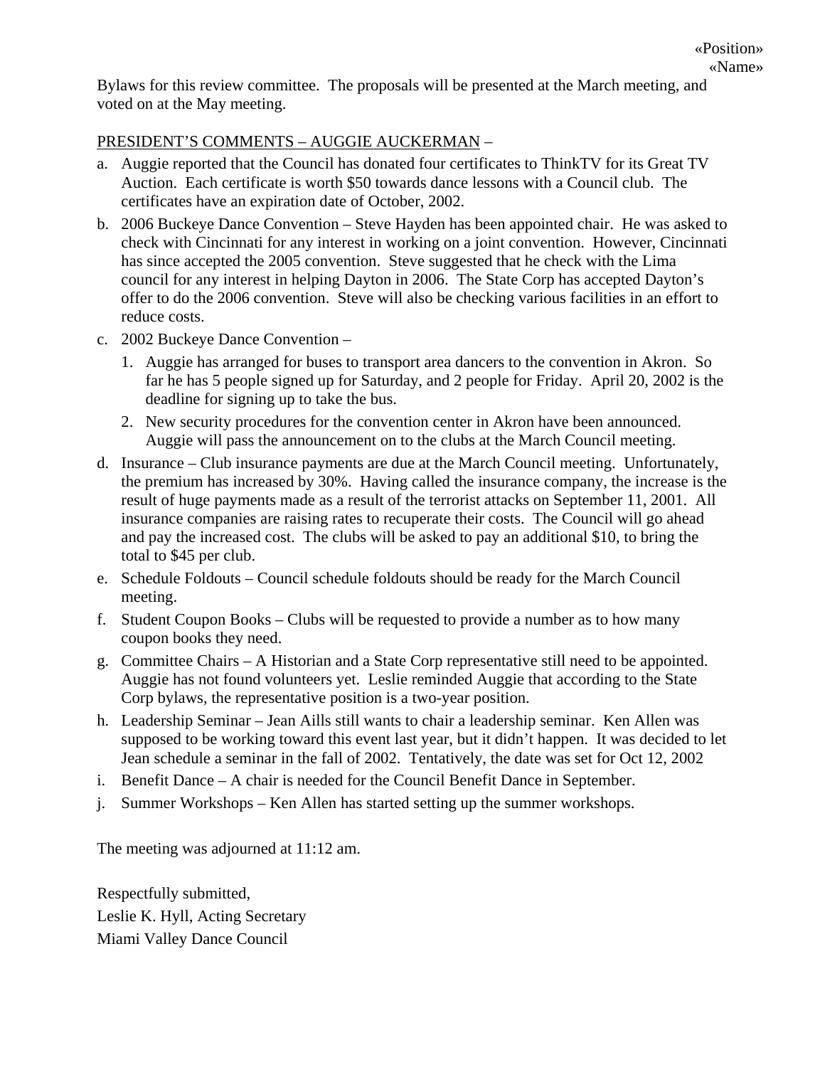«Position»
«Name»

Bylaws for this review committee. The proposals will be presented at the March meeting, and voted on at the May meeting.

<u>PRESIDENT'S COMMENTS – AUGGIE AUCKERMAN</u> –

a. Auggie reported that the Council has donated four certificates to ThinkTV for its Great TV Auction. Each certificate is worth $50 towards dance lessons with a Council club. The certificates have an expiration date of October, 2002.
b. 2006 Buckeye Dance Convention – Steve Hayden has been appointed chair. He was asked to check with Cincinnati for any interest in working on a joint convention. However, Cincinnati has since accepted the 2005 convention. Steve suggested that he check with the Lima council for any interest in helping Dayton in 2006. The State Corp has accepted Dayton's offer to do the 2006 convention. Steve will also be checking various facilities in an effort to reduce costs.
c. 2002 Buckeye Dance Convention –
    1. Auggie has arranged for buses to transport area dancers to the convention in Akron. So far he has 5 people signed up for Saturday, and 2 people for Friday. April 20, 2002 is the deadline for signing up to take the bus.
    2. New security procedures for the convention center in Akron have been announced. Auggie will pass the announcement on to the clubs at the March Council meeting.
d. Insurance – Club insurance payments are due at the March Council meeting. Unfortunately, the premium has increased by 30%. Having called the insurance company, the increase is the result of huge payments made as a result of the terrorist attacks on September 11, 2001. All insurance companies are raising rates to recuperate their costs. The Council will go ahead and pay the increased cost. The clubs will be asked to pay an additional $10, to bring the total to $45 per club.
e. Schedule Foldouts – Council schedule foldouts should be ready for the March Council meeting.
f. Student Coupon Books – Clubs will be requested to provide a number as to how many coupon books they need.
g. Committee Chairs – A Historian and a State Corp representative still need to be appointed. Auggie has not found volunteers yet. Leslie reminded Auggie that according to the State Corp bylaws, the representative position is a two-year position.
h. Leadership Seminar – Jean Aills still wants to chair a leadership seminar. Ken Allen was supposed to be working toward this event last year, but it didn't happen. It was decided to let Jean schedule a seminar in the fall of 2002. Tentatively, the date was set for Oct 12, 2002
i. Benefit Dance – A chair is needed for the Council Benefit Dance in September.
j. Summer Workshops – Ken Allen has started setting up the summer workshops.

The meeting was adjourned at 11:12 am.

Respectfully submitted,
Leslie K. Hyll, Acting Secretary
Miami Valley Dance Council